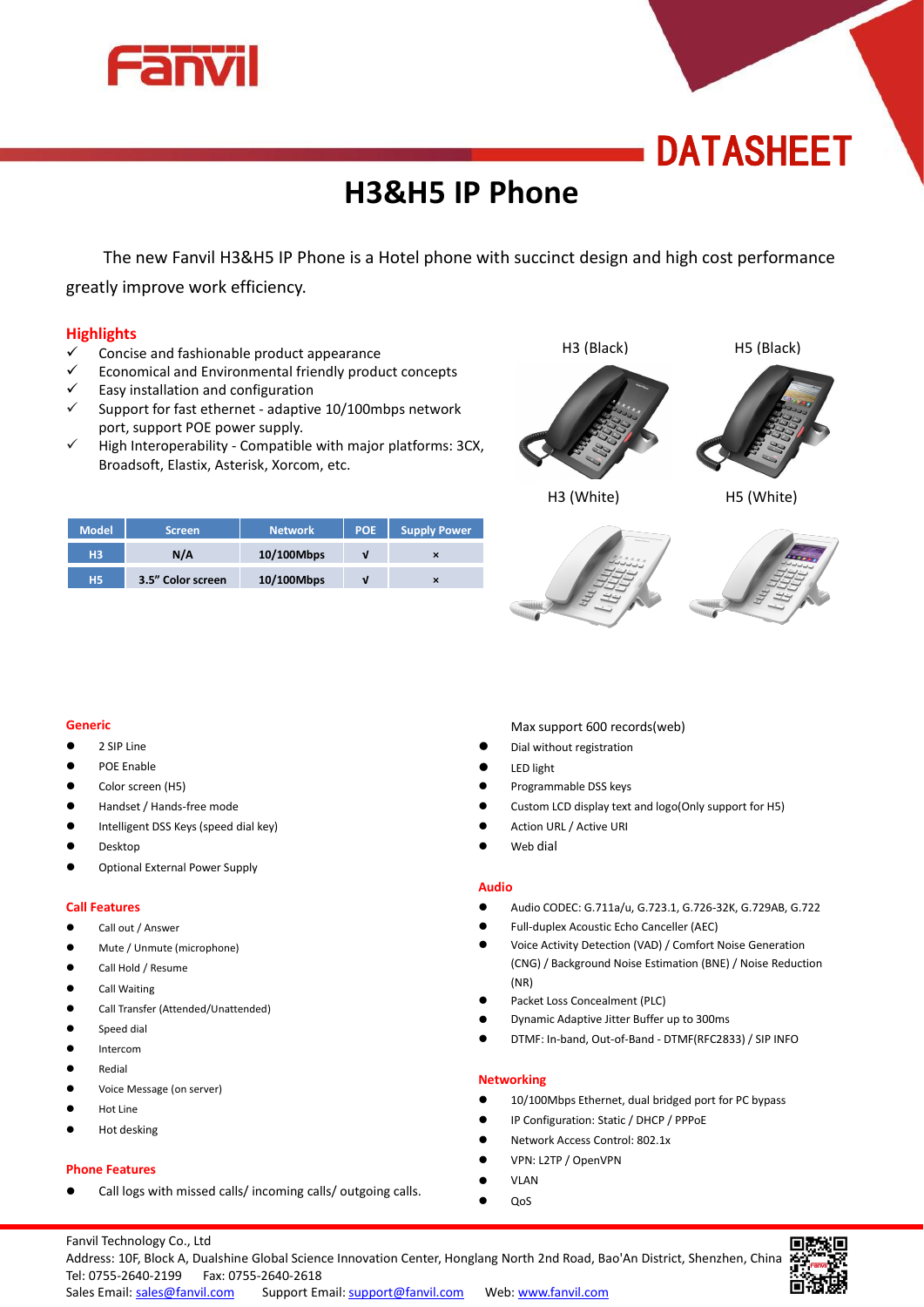# DATASHEET

# H3&H5 IP Phone

The new Fanvil H3&H5 IP Phone is a Hotel phone with succinct design and high cost performance greatly improve work efficiency.

## Highlights

- ✓ Concise and fashionable product appearance
- ✓ Economical and Environmental friendly product concepts
- ✓ Easy installation and configuration
- ✓ Support for fast ethernet - adaptive 10/100mbps network port, support POE power supply.
- ✓ High Interoperability - Compatible with major platforms: 3CX, Broadsoft, Elastix, Asterisk, Xorcom, etc.

H3 (Black) H5 (Black)

H3 (White) H5 (White)

| Model | Screen | Network | POE | Supply Power |
|---|---|---|---|---|
| H3 | N/A | 10/100Mbps | √ | × |
| H5 | 3.5" Color screen | 10/100Mbps | √ | × |

## Generic

- 2 SIP Line
- POE Enable
- Color screen (H5)
- Handset / Hands-free mode
- Intelligent DSS Keys (speed dial key)
- Desktop
- Optional External Power Supply

## Call Features

- Call out / Answer
- Mute / Unmute (microphone)
- Call Hold / Resume
- Call Waiting
- Call Transfer (Attended/Unattended)
- Speed dial
- Intercom
- Redial
- Voice Message (on server)
- Hot Line
- Hot desking

## Phone Features

- Call logs with missed calls/ incoming calls/ outgoing calls. Max support 600 records(web)
- Dial without registration
- LED light
- Programmable DSS keys
- Custom LCD display text and logo(Only support for H5)
- Action URL / Active URI
- Web dial

## Audio

- Audio CODEC: G.711a/u, G.723.1, G.726-32K, G.729AB, G.722
- Full-duplex Acoustic Echo Canceller (AEC)
- Voice Activity Detection (VAD) / Comfort Noise Generation (CNG) / Background Noise Estimation (BNE) / Noise Reduction (NR)
- Packet Loss Concealment (PLC)
- Dynamic Adaptive Jitter Buffer up to 300ms
- DTMF: In-band, Out-of-Band - DTMF(RFC2833) / SIP INFO

## Networking

- 10/100Mbps Ethernet, dual bridged port for PC bypass
- IP Configuration: Static / DHCP / PPPoE
- Network Access Control: 802.1x
- VPN: L2TP / OpenVPN
- VLAN
- QoS

Fanvil Technology Co., Ltd
Address: 10F, Block A, Dualshine Global Science Innovation Center, Honglang North 2nd Road, Bao'An District, Shenzhen, China
Tel: 0755-2640-2199 Fax: 0755-2640-2618
Sales Email: sales@fanvil.com Support Email: support@fanvil.com Web: www.fanvil.com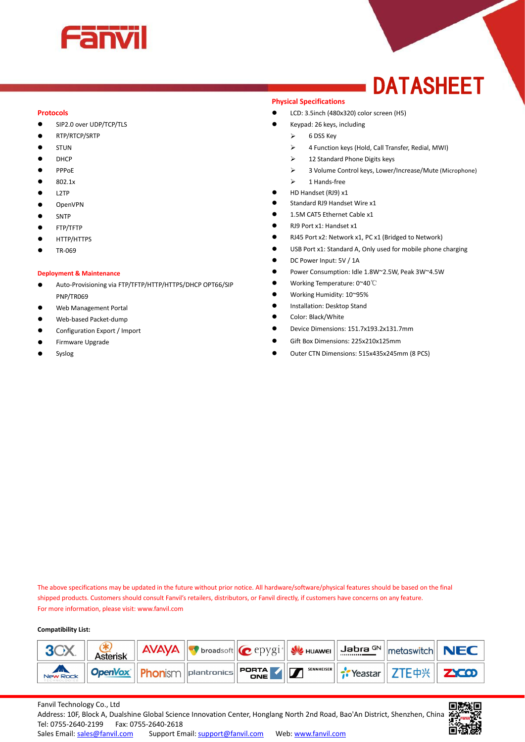# DATASHEET

## Protocols

- SIP2.0 over UDP/TCP/TLS
- RTP/RTCP/SRTP
- STUN
- DHCP
- PPPoE
- 802.1x
- L2TP
- OpenVPN
- SNTP
- FTP/TFTP
- HTTP/HTTPS
- TR-069

## Deployment & Maintenance

- Auto-Provisioning via FTP/TFTP/HTTP/HTTPS/DHCP OPT66/SIP PNP/TR069
- Web Management Portal
- Web-based Packet-dump
- Configuration Export / Import
- Firmware Upgrade
- Syslog

## Physical Specifications

- LCD: 3.5inch (480x320) color screen (H5)
- Keypad: 26 keys, including
  - 6 DSS Key
  - 4 Function keys (Hold, Call Transfer, Redial, MWI)
  - 12 Standard Phone Digits keys
  - 3 Volume Control keys, Lower/Increase/Mute (Microphone)
  - 1 Hands-free
- HD Handset (RJ9) x1
- Standard RJ9 Handset Wire x1
- 1.5M CAT5 Ethernet Cable x1
- RJ9 Port x1: Handset x1
- RJ45 Port x2: Network x1, PC x1 (Bridged to Network)
- USB Port x1: Standard A, Only used for mobile phone charging
- DC Power Input: 5V / 1A
- Power Consumption: Idle 1.8W~2.5W, Peak 3W~4.5W
- Working Temperature: 0~40℃
- Working Humidity: 10~95%
- Installation: Desktop Stand
- Color: Black/White
- Device Dimensions: 151.7x193.2x131.7mm
- Gift Box Dimensions: 225x210x125mm
- Outer CTN Dimensions: 515x435x245mm (8 PCS)

The above specifications may be updated in the future without prior notice. All hardware/software/physical features should be based on the final shipped products. Customers should consult Fanvil's retailers, distributors, or Fanvil directly, if customers have concerns on any feature.
For more information, please visit: www.fanvil.com

**Compatibility List:**

| | | | | | | | | |
|---|---|---|---|---|---|---|---|---|
| 3CX | Asterisk | AVAYA | broadsoft | epygi | HUAWEI | Jabra GN | metaswitch | NEC |
| New Rock | OpenVox | Phonism | plantronics | PORTA ONE | SENNHEISER | Yeastar | ZTE中兴 | ZYCOO |

Fanvil Technology Co., Ltd
Address: 10F, Block A, Dualshine Global Science Innovation Center, Honglang North 2nd Road, Bao'An District, Shenzhen, China
Tel: 0755-2640-2199 Fax: 0755-2640-2618
Sales Email: sales@fanvil.com Support Email: support@fanvil.com Web: www.fanvil.com